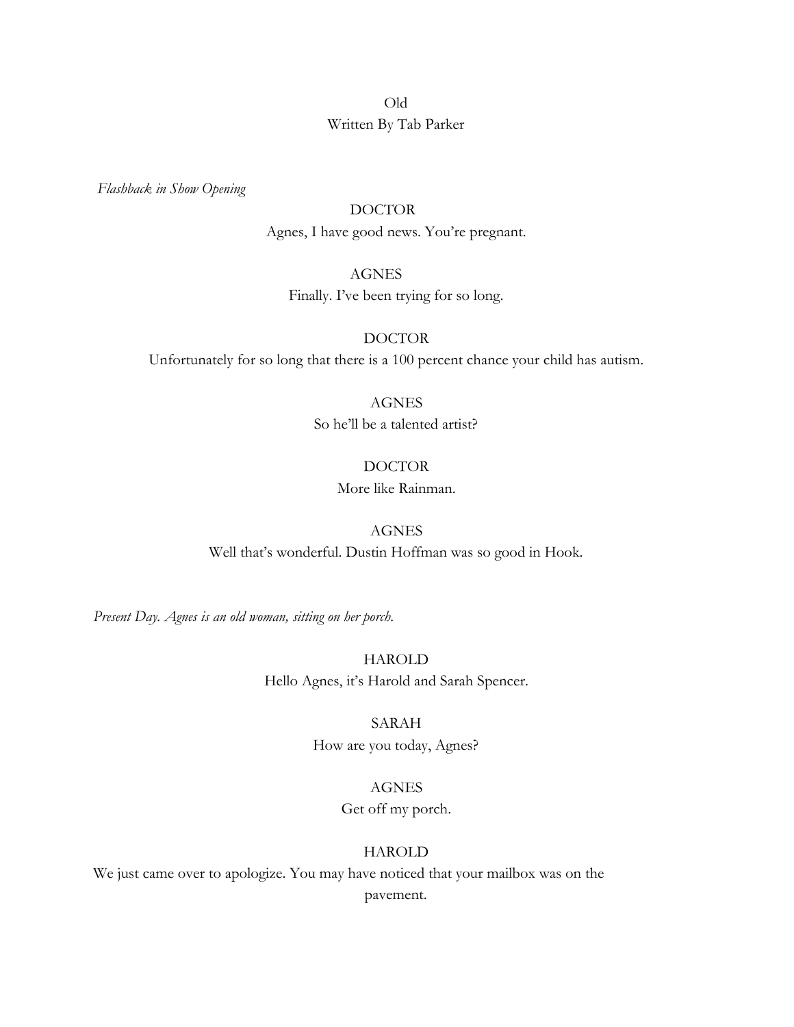Old

Written By Tab Parker

*Flashback in Show Opening*

DOCTOR

Agnes, I have good news. You're pregnant.

AGNES

Finally. I've been trying for so long.

DOCTOR

Unfortunately for so long that there is a 100 percent chance your child has autism.

AGNES

So he'll be a talented artist?

DOCTOR

More like Rainman.

AGNES

Well that's wonderful. Dustin Hoffman was so good in Hook.

*Present Day. Agnes is an old woman, sitting on her porch.*

HAROLD

Hello Agnes, it's Harold and Sarah Spencer.

SARAH

How are you today, Agnes?

AGNES

Get off my porch.

HAROLD

We just came over to apologize. You may have noticed that your mailbox was on the pavement.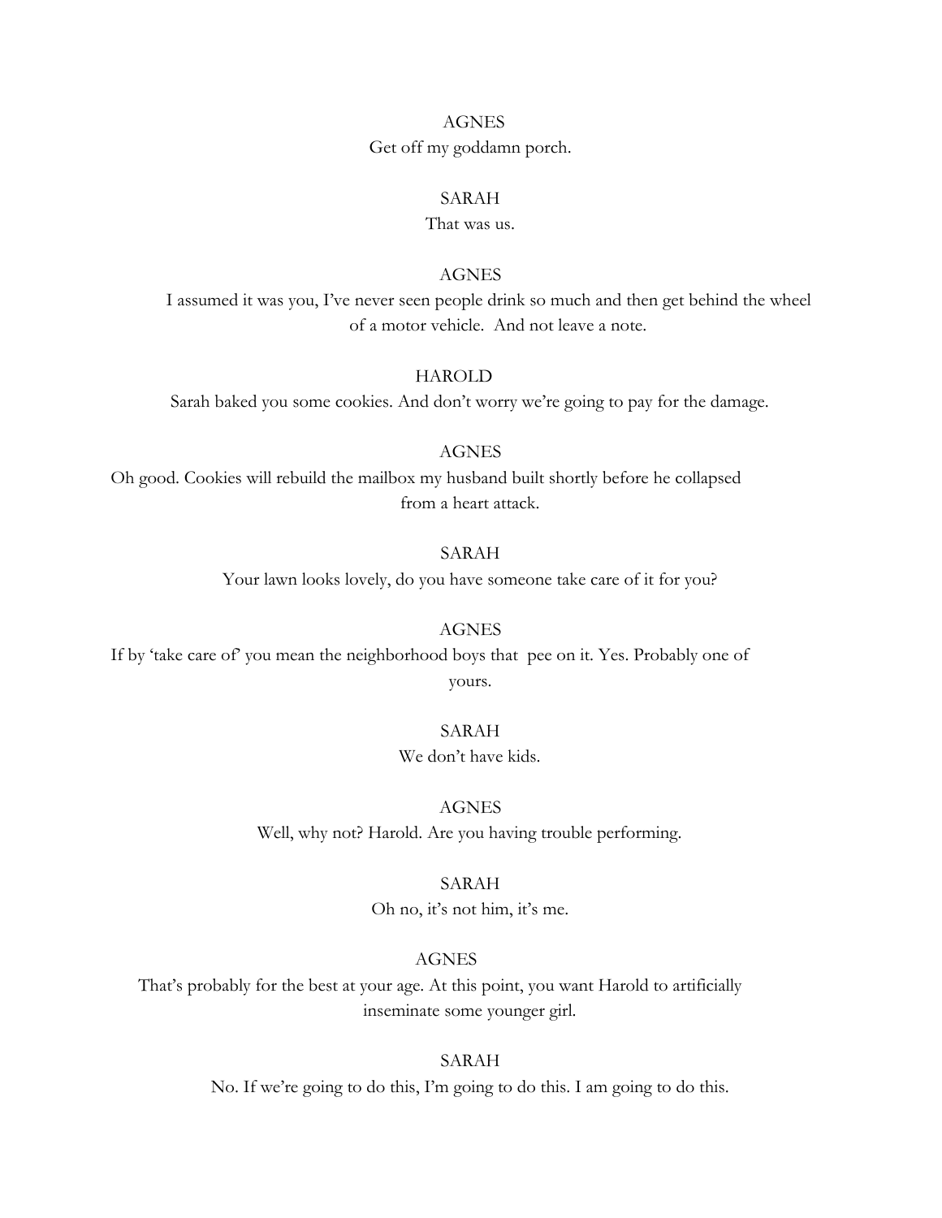AGNES

Get off my goddamn porch.

SARAH

That was us.

AGNES

I assumed it was you, I've never seen people drink so much and then get behind the wheel of a motor vehicle. And not leave a note.

HAROLD

Sarah baked you some cookies. And don't worry we're going to pay for the damage.

AGNES

Oh good. Cookies will rebuild the mailbox my husband built shortly before he collapsed from a heart attack.

SARAH

Your lawn looks lovely, do you have someone take care of it for you?

AGNES

If by 'take care of' you mean the neighborhood boys that pee on it. Yes. Probably one of yours.

SARAH

We don't have kids.

AGNES

Well, why not? Harold. Are you having trouble performing.

SARAH

Oh no, it's not him, it's me.

AGNES

That's probably for the best at your age. At this point, you want Harold to artificially inseminate some younger girl.

SARAH

No. If we're going to do this, I'm going to do this. I am going to do this.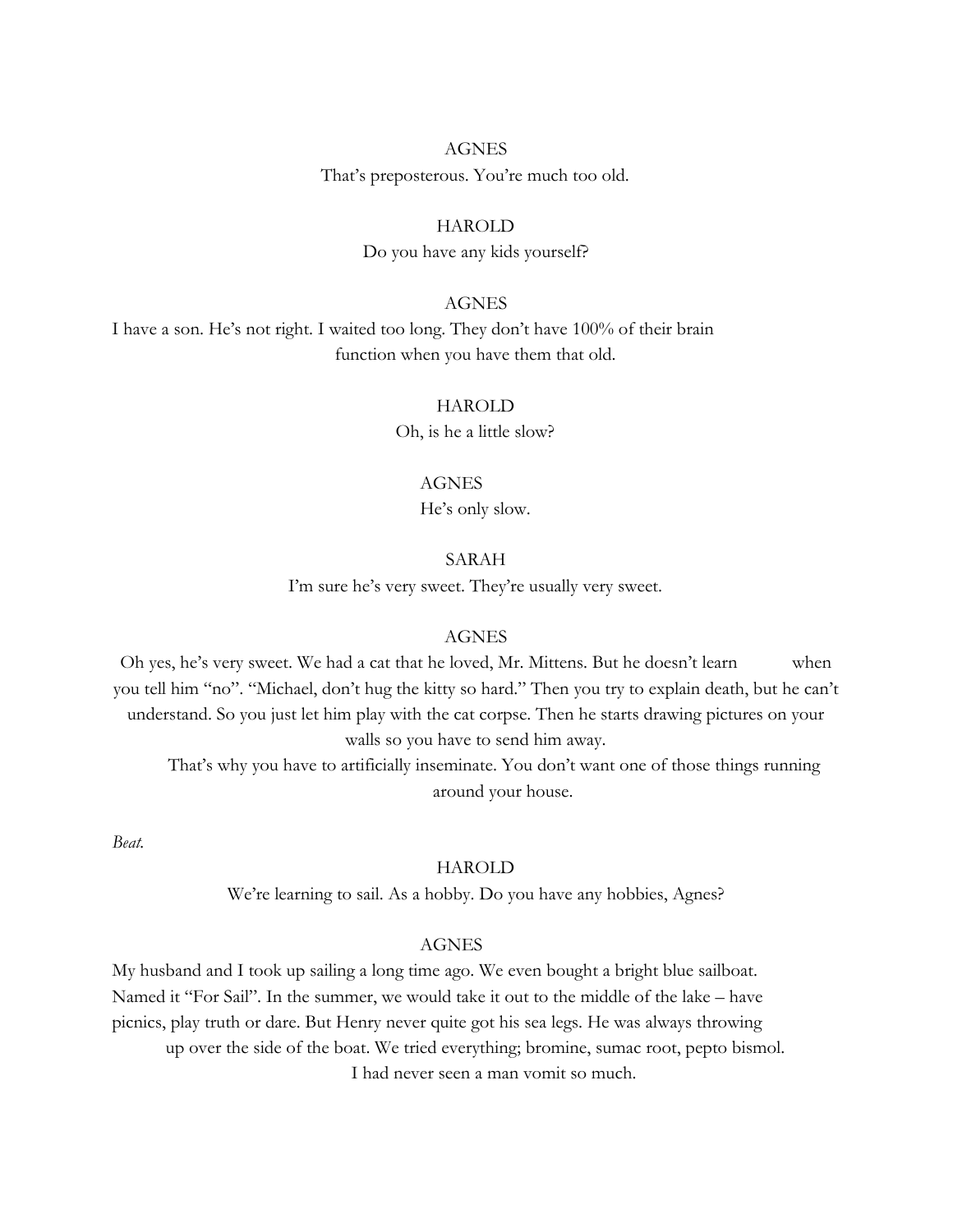AGNES

That's preposterous. You're much too old.

HAROLD

Do you have any kids yourself?

AGNES

I have a son. He's not right. I waited too long. They don't have 100% of their brain function when you have them that old.

HAROLD

Oh, is he a little slow?

AGNES

He's only slow.

SARAH

I'm sure he's very sweet. They're usually very sweet.

AGNES

Oh yes, he's very sweet. We had a cat that he loved, Mr. Mittens. But he doesn't learn when you tell him "no". "Michael, don't hug the kitty so hard." Then you try to explain death, but he can't understand. So you just let him play with the cat corpse. Then he starts drawing pictures on your walls so you have to send him away.

That's why you have to artificially inseminate. You don't want one of those things running around your house.

*Beat.*

HAROLD

We're learning to sail. As a hobby. Do you have any hobbies, Agnes?

AGNES

My husband and I took up sailing a long time ago. We even bought a bright blue sailboat. Named it "For Sail". In the summer, we would take it out to the middle of the lake – have picnics, play truth or dare. But Henry never quite got his sea legs. He was always throwing up over the side of the boat. We tried everything; bromine, sumac root, pepto bismol. I had never seen a man vomit so much.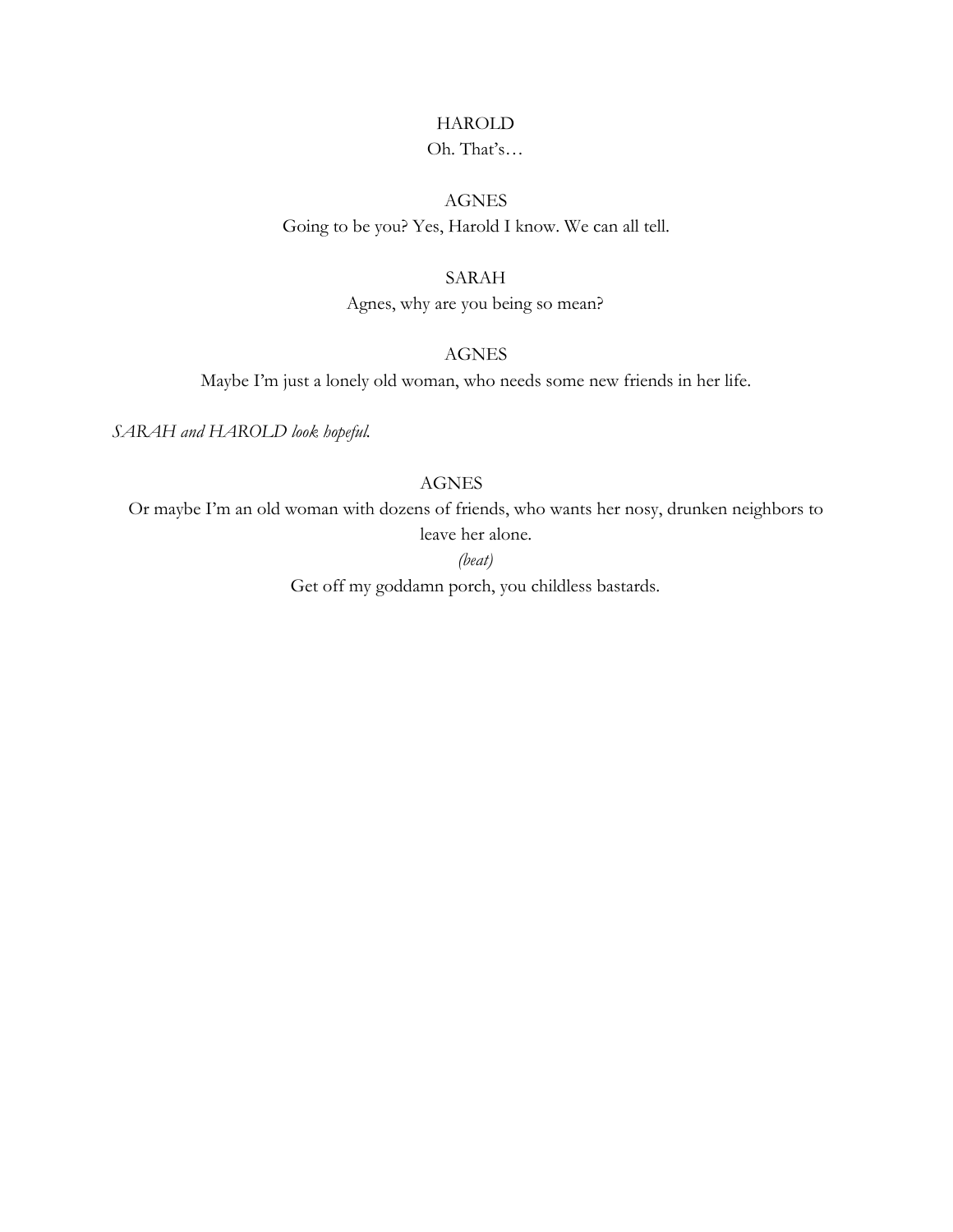HAROLD

Oh. That's…

AGNES

Going to be you? Yes, Harold I know. We can all tell.

SARAH

Agnes, why are you being so mean?

AGNES

Maybe I'm just a lonely old woman, who needs some new friends in her life.

*SARAH and HAROLD look hopeful.*

AGNES

Or maybe I'm an old woman with dozens of friends, who wants her nosy, drunken neighbors to leave her alone.

*(beat)*

Get off my goddamn porch, you childless bastards.